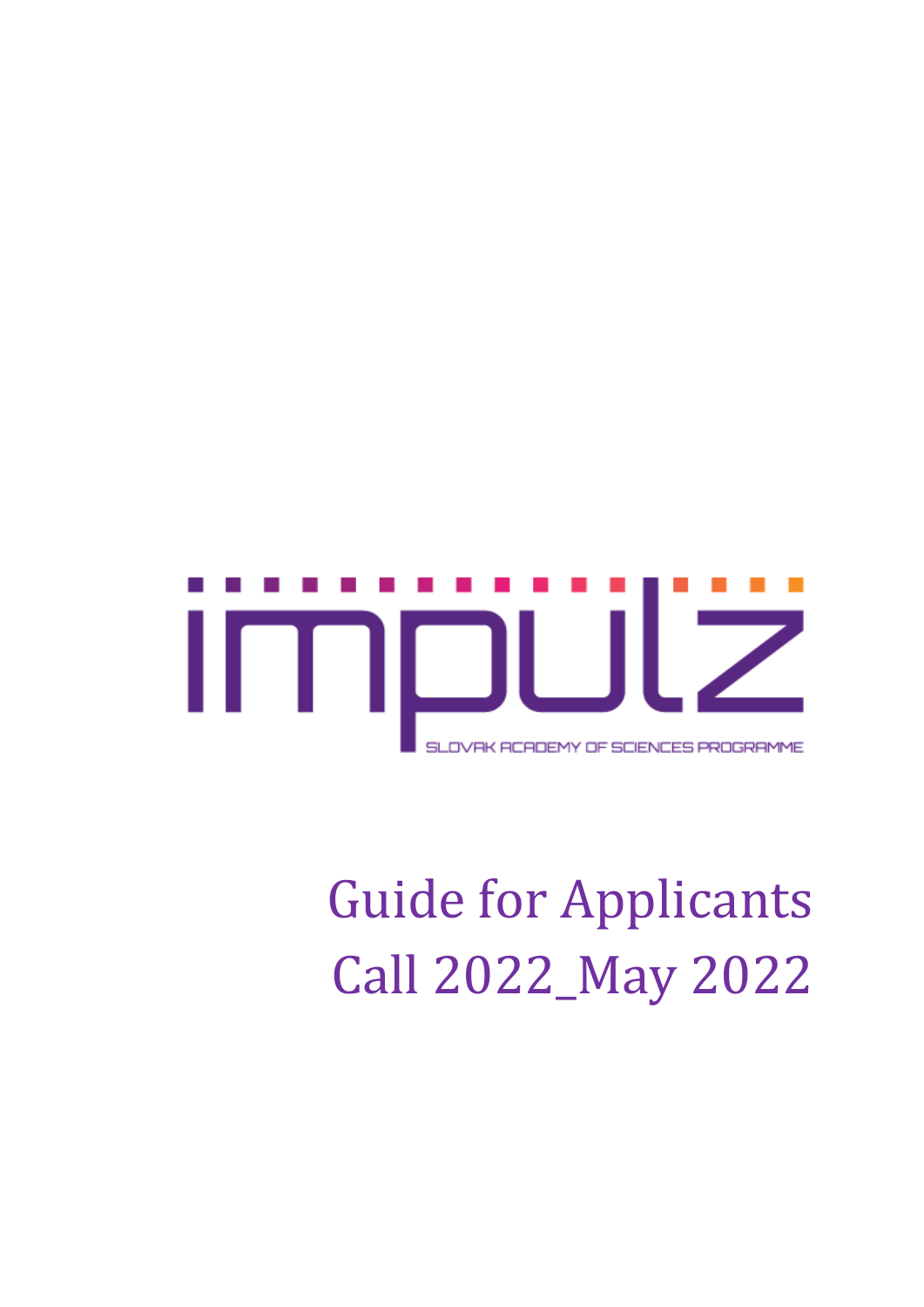# impulz

SLOVAK ACADEMY OF SCIENCES PROGRAMME

# Guide for Applicants
# Call 2022_May 2022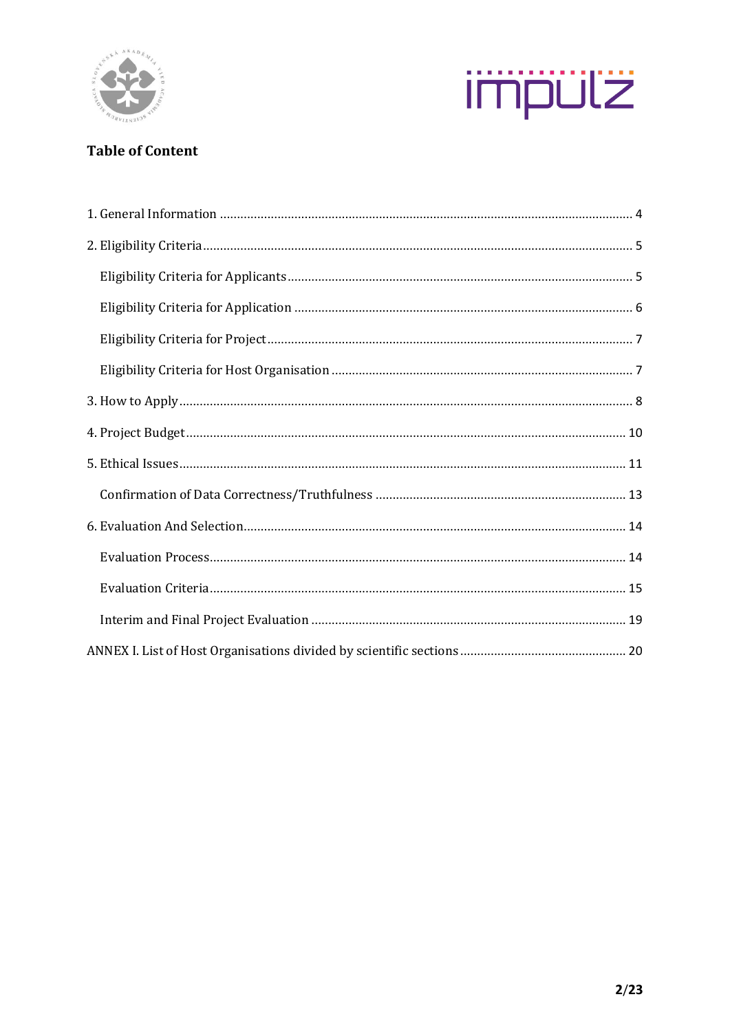# Table of Content

1. General Information ........................................................................................................ 4

2. Eligibility Criteria ............................................................................................................ 5

 Eligibility Criteria for Applicants .................................................................................... 5

 Eligibility Criteria for Application .................................................................................. 6

 Eligibility Criteria for Project .......................................................................................... 7

 Eligibility Criteria for Host Organisation ........................................................................ 7

3. How to Apply .................................................................................................................... 8

4. Project Budget ................................................................................................................ 10

5. Ethical Issues .................................................................................................................. 11

 Confirmation of Data Correctness/Truthfulness .......................................................... 13

6. Evaluation And Selection ................................................................................................ 14

 Evaluation Process ......................................................................................................... 14

 Evaluation Criteria ......................................................................................................... 15

 Interim and Final Project Evaluation ............................................................................ 19

ANNEX I. List of Host Organisations divided by scientific sections ................................. 20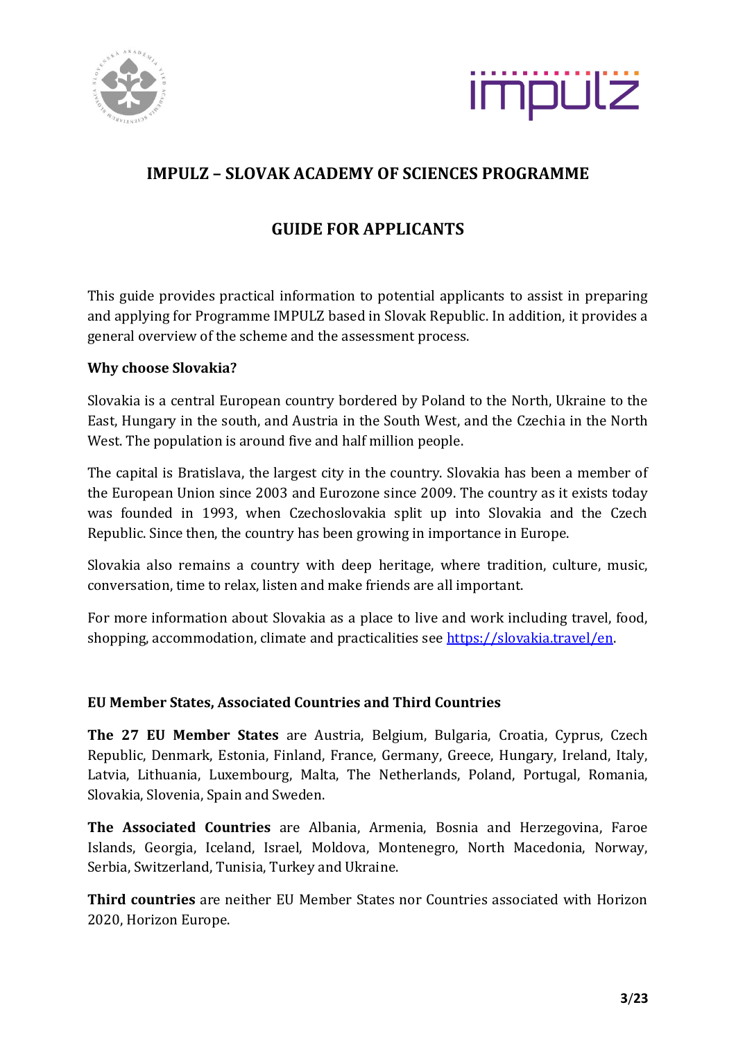# IMPULZ – SLOVAK ACADEMY OF SCIENCES PROGRAMME

# GUIDE FOR APPLICANTS

This guide provides practical information to potential applicants to assist in preparing and applying for Programme IMPULZ based in Slovak Republic. In addition, it provides a general overview of the scheme and the assessment process.

**Why choose Slovakia?**

Slovakia is a central European country bordered by Poland to the North, Ukraine to the East, Hungary in the south, and Austria in the South West, and the Czechia in the North West. The population is around five and half million people.

The capital is Bratislava, the largest city in the country. Slovakia has been a member of the European Union since 2003 and Eurozone since 2009. The country as it exists today was founded in 1993, when Czechoslovakia split up into Slovakia and the Czech Republic. Since then, the country has been growing in importance in Europe.

Slovakia also remains a country with deep heritage, where tradition, culture, music, conversation, time to relax, listen and make friends are all important.

For more information about Slovakia as a place to live and work including travel, food, shopping, accommodation, climate and practicalities see [https://slovakia.travel/en](https://slovakia.travel/en).

**EU Member States, Associated Countries and Third Countries**

**The 27 EU Member States** are Austria, Belgium, Bulgaria, Croatia, Cyprus, Czech Republic, Denmark, Estonia, Finland, France, Germany, Greece, Hungary, Ireland, Italy, Latvia, Lithuania, Luxembourg, Malta, The Netherlands, Poland, Portugal, Romania, Slovakia, Slovenia, Spain and Sweden.

**The Associated Countries** are Albania, Armenia, Bosnia and Herzegovina, Faroe Islands, Georgia, Iceland, Israel, Moldova, Montenegro, North Macedonia, Norway, Serbia, Switzerland, Tunisia, Turkey and Ukraine.

**Third countries** are neither EU Member States nor Countries associated with Horizon 2020, Horizon Europe.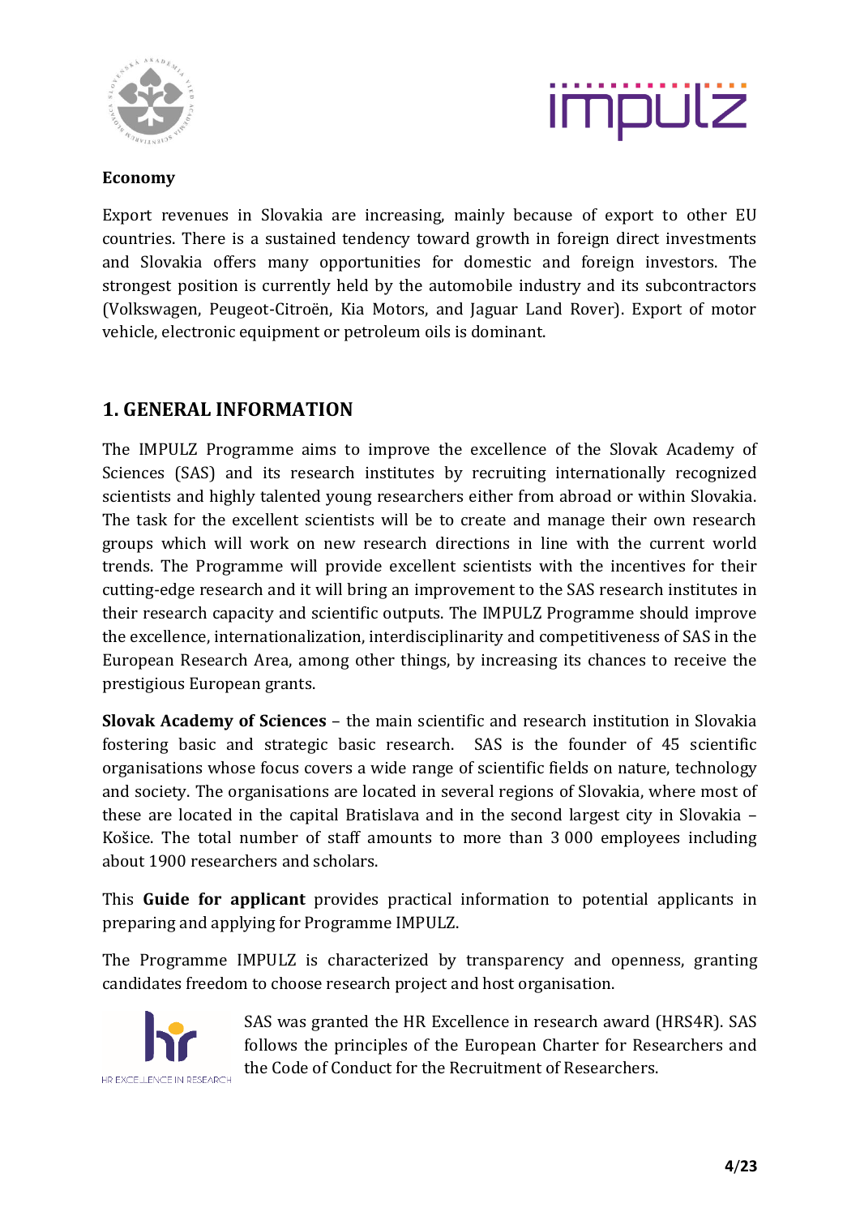**Economy**

Export revenues in Slovakia are increasing, mainly because of export to other EU countries. There is a sustained tendency toward growth in foreign direct investments and Slovakia offers many opportunities for domestic and foreign investors. The strongest position is currently held by the automobile industry and its subcontractors (Volkswagen, Peugeot-Citroën, Kia Motors, and Jaguar Land Rover). Export of motor vehicle, electronic equipment or petroleum oils is dominant.

## 1. GENERAL INFORMATION

The IMPULZ Programme aims to improve the excellence of the Slovak Academy of Sciences (SAS) and its research institutes by recruiting internationally recognized scientists and highly talented young researchers either from abroad or within Slovakia. The task for the excellent scientists will be to create and manage their own research groups which will work on new research directions in line with the current world trends. The Programme will provide excellent scientists with the incentives for their cutting-edge research and it will bring an improvement to the SAS research institutes in their research capacity and scientific outputs. The IMPULZ Programme should improve the excellence, internationalization, interdisciplinarity and competitiveness of SAS in the European Research Area, among other things, by increasing its chances to receive the prestigious European grants.

**Slovak Academy of Sciences** – the main scientific and research institution in Slovakia fostering basic and strategic basic research. SAS is the founder of 45 scientific organisations whose focus covers a wide range of scientific fields on nature, technology and society. The organisations are located in several regions of Slovakia, where most of these are located in the capital Bratislava and in the second largest city in Slovakia – Košice. The total number of staff amounts to more than 3 000 employees including about 1900 researchers and scholars.

This **Guide for applicant** provides practical information to potential applicants in preparing and applying for Programme IMPULZ.

The Programme IMPULZ is characterized by transparency and openness, granting candidates freedom to choose research project and host organisation.

HR EXCELLENCE IN RESEARCH

SAS was granted the HR Excellence in research award (HRS4R). SAS follows the principles of the European Charter for Researchers and the Code of Conduct for the Recruitment of Researchers.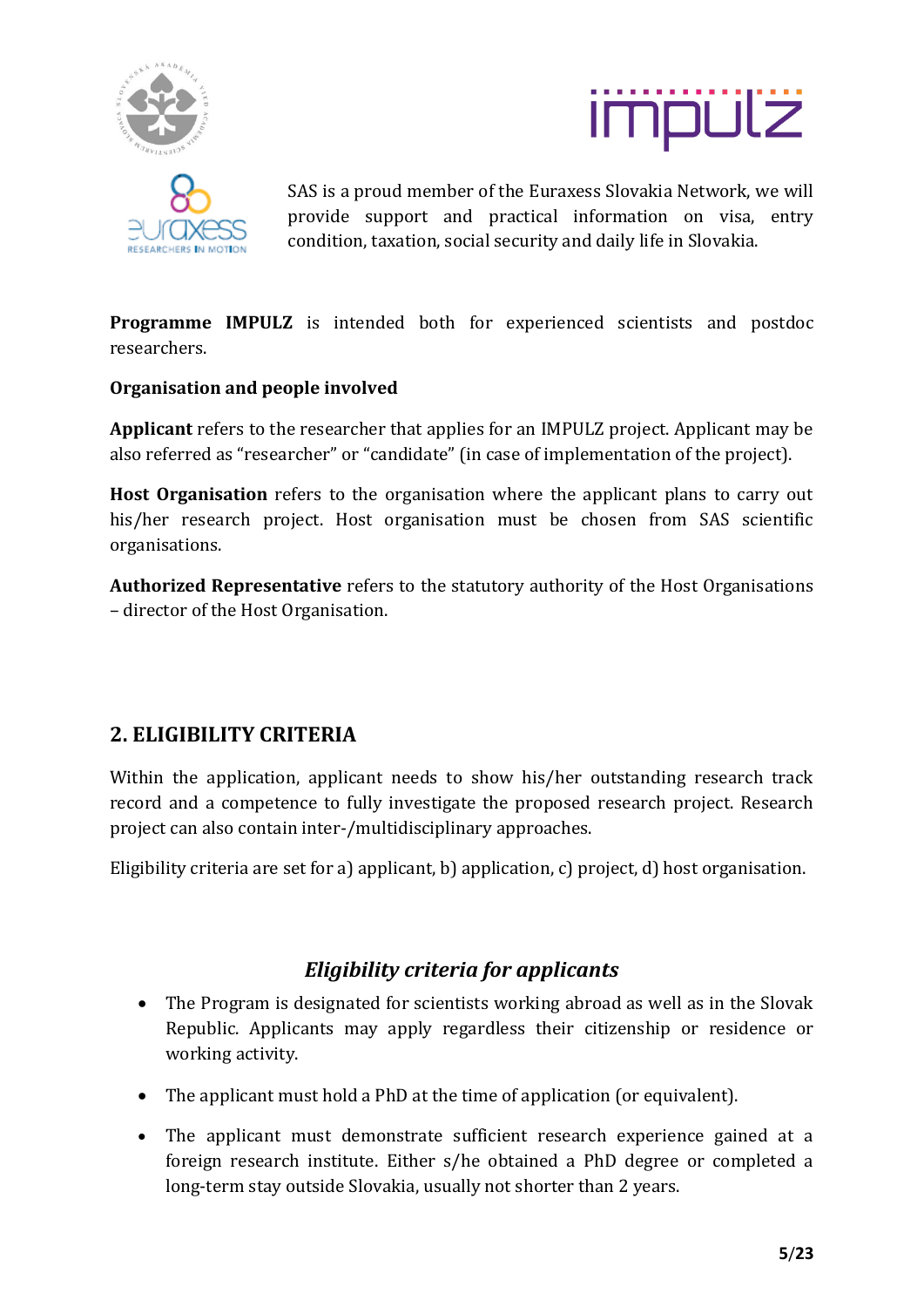SAS is a proud member of the Euraxess Slovakia Network, we will provide support and practical information on visa, entry condition, taxation, social security and daily life in Slovakia.

**Programme IMPULZ** is intended both for experienced scientists and postdoc researchers.

**Organisation and people involved**

**Applicant** refers to the researcher that applies for an IMPULZ project. Applicant may be also referred as "researcher" or "candidate" (in case of implementation of the project).

**Host Organisation** refers to the organisation where the applicant plans to carry out his/her research project. Host organisation must be chosen from SAS scientific organisations.

**Authorized Representative** refers to the statutory authority of the Host Organisations – director of the Host Organisation.

## 2. ELIGIBILITY CRITERIA

Within the application, applicant needs to show his/her outstanding research track record and a competence to fully investigate the proposed research project. Research project can also contain inter-/multidisciplinary approaches.

Eligibility criteria are set for a) applicant, b) application, c) project, d) host organisation.

### *Eligibility criteria for applicants*

- The Program is designated for scientists working abroad as well as in the Slovak Republic. Applicants may apply regardless their citizenship or residence or working activity.
- The applicant must hold a PhD at the time of application (or equivalent).
- The applicant must demonstrate sufficient research experience gained at a foreign research institute. Either s/he obtained a PhD degree or completed a long-term stay outside Slovakia, usually not shorter than 2 years.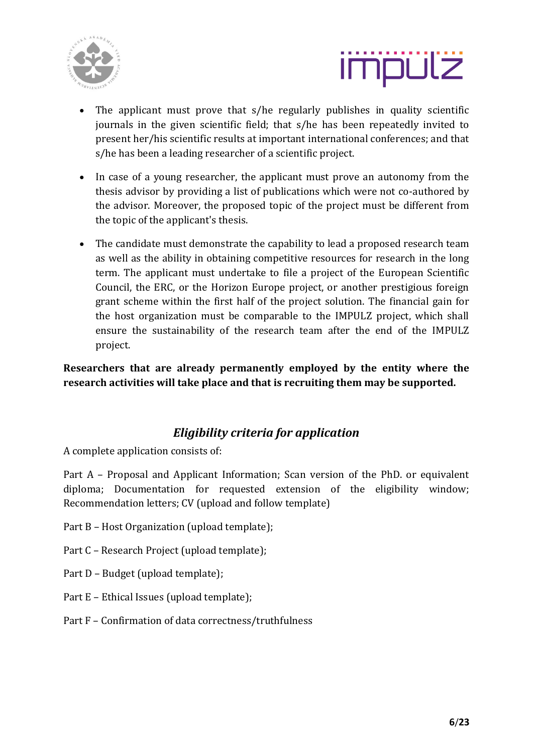- The applicant must prove that s/he regularly publishes in quality scientific journals in the given scientific field; that s/he has been repeatedly invited to present her/his scientific results at important international conferences; and that s/he has been a leading researcher of a scientific project.

- In case of a young researcher, the applicant must prove an autonomy from the thesis advisor by providing a list of publications which were not co-authored by the advisor. Moreover, the proposed topic of the project must be different from the topic of the applicant's thesis.

- The candidate must demonstrate the capability to lead a proposed research team as well as the ability in obtaining competitive resources for research in the long term. The applicant must undertake to file a project of the European Scientific Council, the ERC, or the Horizon Europe project, or another prestigious foreign grant scheme within the first half of the project solution. The financial gain for the host organization must be comparable to the IMPULZ project, which shall ensure the sustainability of the research team after the end of the IMPULZ project.

**Researchers that are already permanently employed by the entity where the research activities will take place and that is recruiting them may be supported.**

## *Eligibility criteria for application*

A complete application consists of:

Part A – Proposal and Applicant Information; Scan version of the PhD. or equivalent diploma; Documentation for requested extension of the eligibility window; Recommendation letters; CV (upload and follow template)

Part B – Host Organization (upload template);

Part C – Research Project (upload template);

Part D – Budget (upload template);

Part E – Ethical Issues (upload template);

Part F – Confirmation of data correctness/truthfulness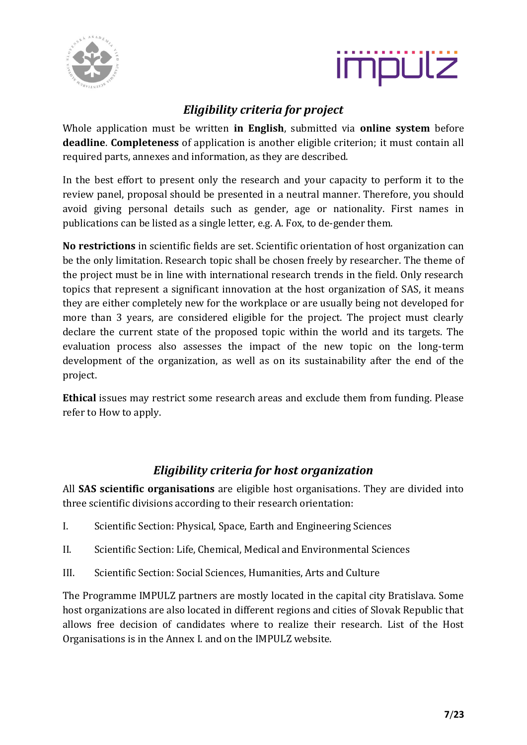## *Eligibility criteria for project*

Whole application must be written **in English**, submitted via **online system** before **deadline**. **Completeness** of application is another eligible criterion; it must contain all required parts, annexes and information, as they are described.

In the best effort to present only the research and your capacity to perform it to the review panel, proposal should be presented in a neutral manner. Therefore, you should avoid giving personal details such as gender, age or nationality. First names in publications can be listed as a single letter, e.g. A. Fox, to de-gender them.

**No restrictions** in scientific fields are set. Scientific orientation of host organization can be the only limitation. Research topic shall be chosen freely by researcher. The theme of the project must be in line with international research trends in the field. Only research topics that represent a significant innovation at the host organization of SAS, it means they are either completely new for the workplace or are usually being not developed for more than 3 years, are considered eligible for the project. The project must clearly declare the current state of the proposed topic within the world and its targets. The evaluation process also assesses the impact of the new topic on the long-term development of the organization, as well as on its sustainability after the end of the project.

**Ethical** issues may restrict some research areas and exclude them from funding. Please refer to How to apply.

## *Eligibility criteria for host organization*

All **SAS scientific organisations** are eligible host organisations. They are divided into three scientific divisions according to their research orientation:

I. Scientific Section: Physical, Space, Earth and Engineering Sciences

II. Scientific Section: Life, Chemical, Medical and Environmental Sciences

III. Scientific Section: Social Sciences, Humanities, Arts and Culture

The Programme IMPULZ partners are mostly located in the capital city Bratislava. Some host organizations are also located in different regions and cities of Slovak Republic that allows free decision of candidates where to realize their research. List of the Host Organisations is in the Annex I. and on the IMPULZ website.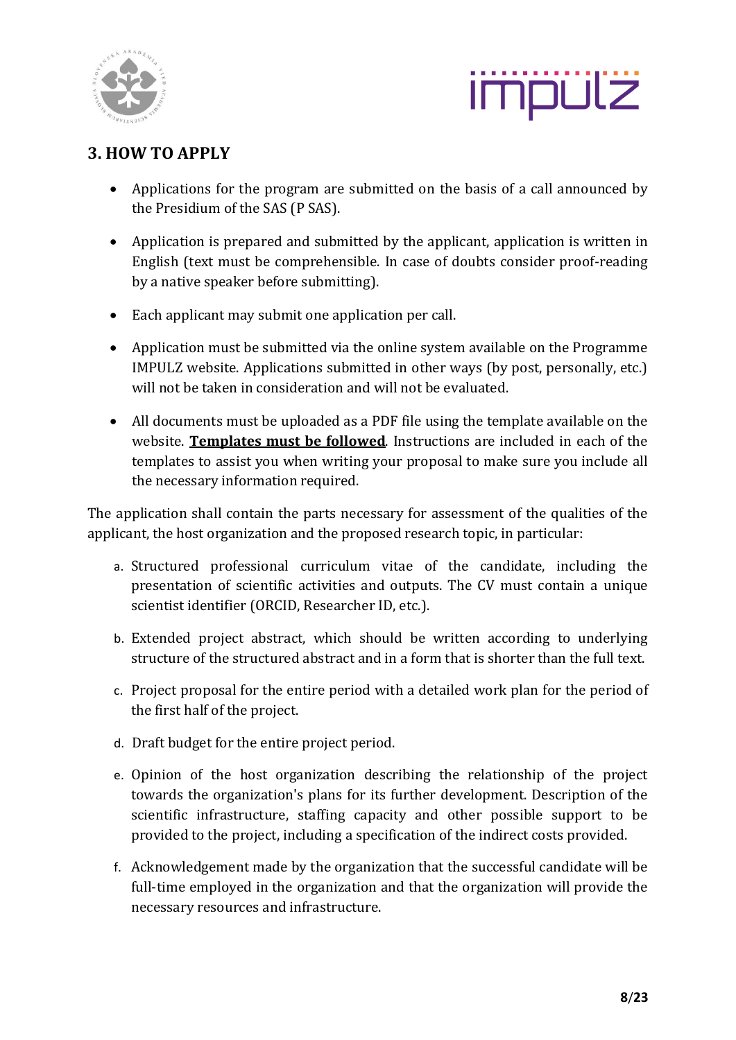## 3. HOW TO APPLY

- Applications for the program are submitted on the basis of a call announced by the Presidium of the SAS (P SAS).
- Application is prepared and submitted by the applicant, application is written in English (text must be comprehensible. In case of doubts consider proof-reading by a native speaker before submitting).
- Each applicant may submit one application per call.
- Application must be submitted via the online system available on the Programme IMPULZ website. Applications submitted in other ways (by post, personally, etc.) will not be taken in consideration and will not be evaluated.
- All documents must be uploaded as a PDF file using the template available on the website. **<u>Templates must be followed</u>**. Instructions are included in each of the templates to assist you when writing your proposal to make sure you include all the necessary information required.

The application shall contain the parts necessary for assessment of the qualities of the applicant, the host organization and the proposed research topic, in particular:

a. Structured professional curriculum vitae of the candidate, including the presentation of scientific activities and outputs. The CV must contain a unique scientist identifier (ORCID, Researcher ID, etc.).

b. Extended project abstract, which should be written according to underlying structure of the structured abstract and in a form that is shorter than the full text.

c. Project proposal for the entire period with a detailed work plan for the period of the first half of the project.

d. Draft budget for the entire project period.

e. Opinion of the host organization describing the relationship of the project towards the organization's plans for its further development. Description of the scientific infrastructure, staffing capacity and other possible support to be provided to the project, including a specification of the indirect costs provided.

f. Acknowledgement made by the organization that the successful candidate will be full-time employed in the organization and that the organization will provide the necessary resources and infrastructure.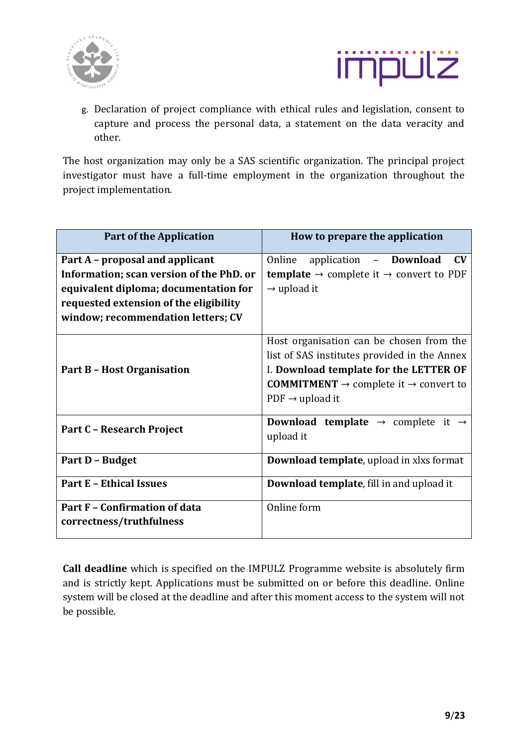g. Declaration of project compliance with ethical rules and legislation, consent to capture and process the personal data, a statement on the data veracity and other.

The host organization may only be a SAS scientific organization. The principal project investigator must have a full-time employment in the organization throughout the project implementation.

| Part of the Application | How to prepare the application |
|---|---|
| **Part A – proposal and applicant Information; scan version of the PhD. or equivalent diploma; documentation for requested extension of the eligibility window; recommendation letters; CV** | Online application – **Download CV template** → complete it → convert to PDF → upload it |
| **Part B – Host Organisation** | Host organisation can be chosen from the list of SAS institutes provided in the Annex I. **Download template for the LETTER OF COMMITMENT** → complete it → convert to PDF → upload it |
| **Part C – Research Project** | **Download template** → complete it → upload it |
| **Part D – Budget** | **Download template**, upload in xlxs format |
| **Part E – Ethical Issues** | **Download template**, fill in and upload it |
| **Part F – Confirmation of data correctness/truthfulness** | Online form |

**Call deadline** which is specified on the IMPULZ Programme website is absolutely firm and is strictly kept. Applications must be submitted on or before this deadline. Online system will be closed at the deadline and after this moment access to the system will not be possible.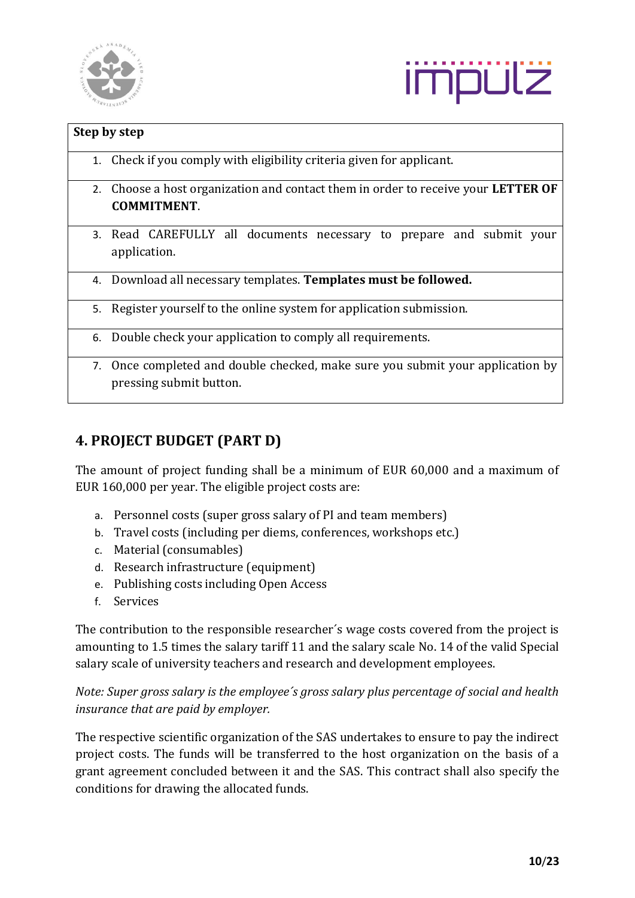| Step by step |
|---|
| 1. Check if you comply with eligibility criteria given for applicant. |
| 2. Choose a host organization and contact them in order to receive your **LETTER OF COMMITMENT**. |
| 3. Read CAREFULLY all documents necessary to prepare and submit your application. |
| 4. Download all necessary templates. **Templates must be followed.** |
| 5. Register yourself to the online system for application submission. |
| 6. Double check your application to comply all requirements. |
| 7. Once completed and double checked, make sure you submit your application by pressing submit button. |

## 4. PROJECT BUDGET (PART D)

The amount of project funding shall be a minimum of EUR 60,000 and a maximum of EUR 160,000 per year. The eligible project costs are:

a. Personnel costs (super gross salary of PI and team members)
b. Travel costs (including per diems, conferences, workshops etc.)
c. Material (consumables)
d. Research infrastructure (equipment)
e. Publishing costs including Open Access
f. Services

The contribution to the responsible researcher´s wage costs covered from the project is amounting to 1.5 times the salary tariff 11 and the salary scale No. 14 of the valid Special salary scale of university teachers and research and development employees.

*Note: Super gross salary is the employee´s gross salary plus percentage of social and health insurance that are paid by employer.*

The respective scientific organization of the SAS undertakes to ensure to pay the indirect project costs. The funds will be transferred to the host organization on the basis of a grant agreement concluded between it and the SAS. This contract shall also specify the conditions for drawing the allocated funds.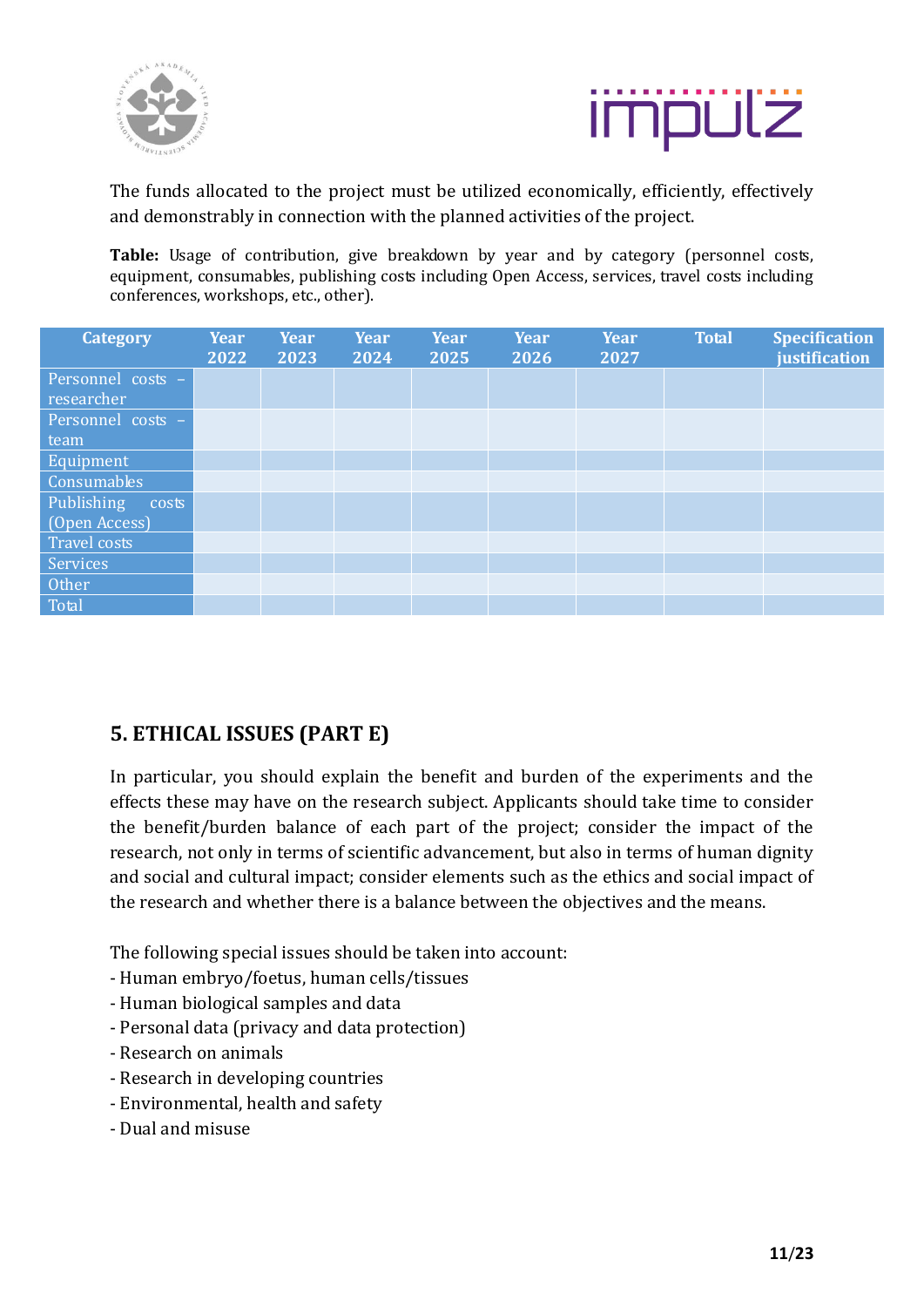The funds allocated to the project must be utilized economically, efficiently, effectively and demonstrably in connection with the planned activities of the project.

**Table:** Usage of contribution, give breakdown by year and by category (personnel costs, equipment, consumables, publishing costs including Open Access, services, travel costs including conferences, workshops, etc., other).

| Category | Year 2022 | Year 2023 | Year 2024 | Year 2025 | Year 2026 | Year 2027 | Total | Specification justification |
|---|---|---|---|---|---|---|---|---|
| Personnel costs – researcher | | | | | | | | |
| Personnel costs – team | | | | | | | | |
| Equipment | | | | | | | | |
| Consumables | | | | | | | | |
| Publishing costs (Open Access) | | | | | | | | |
| Travel costs | | | | | | | | |
| Services | | | | | | | | |
| Other | | | | | | | | |
| Total | | | | | | | | |

## 5. ETHICAL ISSUES (PART E)

In particular, you should explain the benefit and burden of the experiments and the effects these may have on the research subject. Applicants should take time to consider the benefit/burden balance of each part of the project; consider the impact of the research, not only in terms of scientific advancement, but also in terms of human dignity and social and cultural impact; consider elements such as the ethics and social impact of the research and whether there is a balance between the objectives and the means.

The following special issues should be taken into account:

- Human embryo/foetus, human cells/tissues
- Human biological samples and data
- Personal data (privacy and data protection)
- Research on animals
- Research in developing countries
- Environmental, health and safety
- Dual and misuse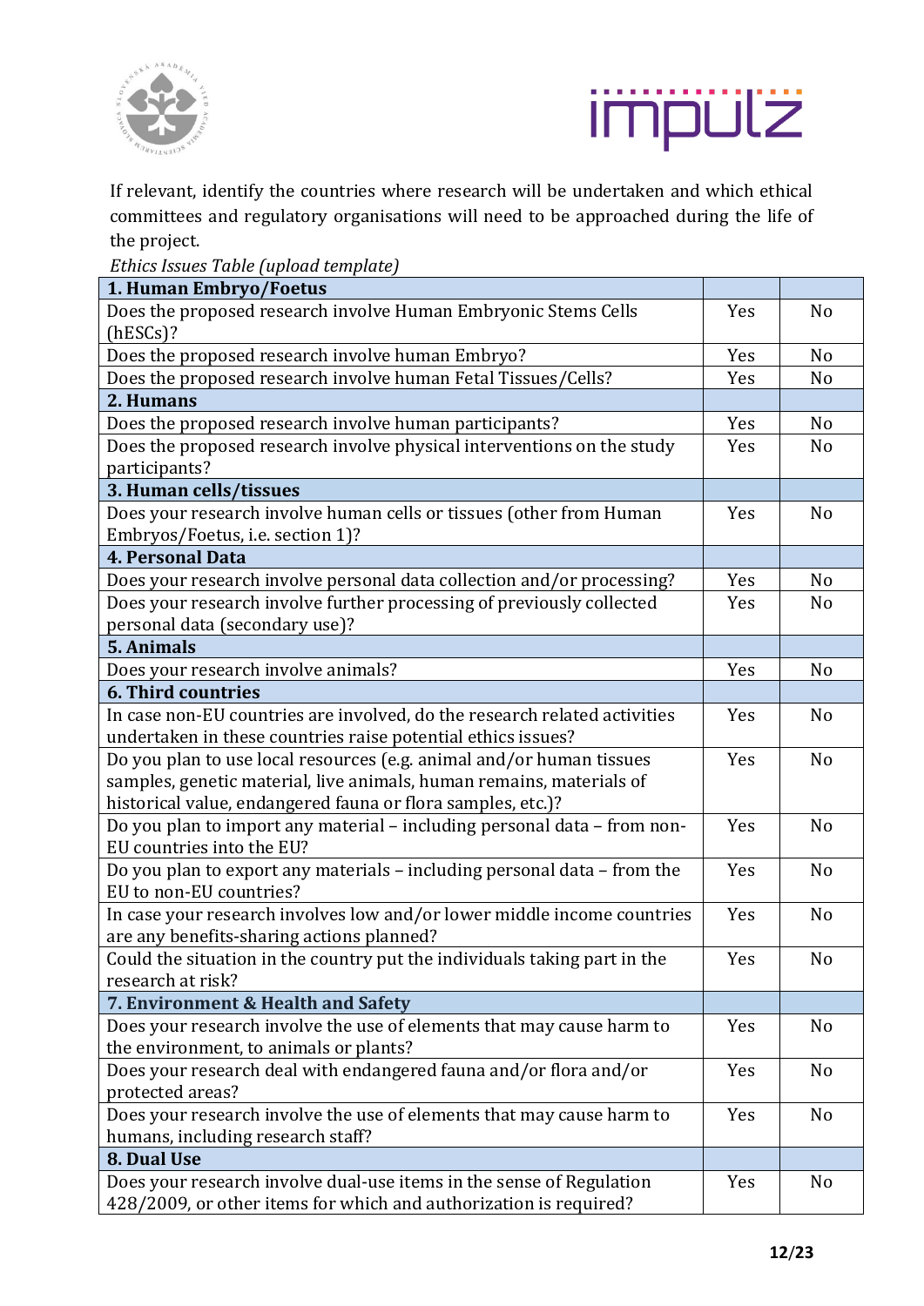If relevant, identify the countries where research will be undertaken and which ethical committees and regulatory organisations will need to be approached during the life of the project.

*Ethics Issues Table (upload template)*

| **1. Human Embryo/Foetus** | | |
|---|---|---|
| Does the proposed research involve Human Embryonic Stems Cells (hESCs)? | Yes | No |
| Does the proposed research involve human Embryo? | Yes | No |
| Does the proposed research involve human Fetal Tissues/Cells? | Yes | No |
| **2. Humans** | | |
| Does the proposed research involve human participants? | Yes | No |
| Does the proposed research involve physical interventions on the study participants? | Yes | No |
| **3. Human cells/tissues** | | |
| Does your research involve human cells or tissues (other from Human Embryos/Foetus, i.e. section 1)? | Yes | No |
| **4. Personal Data** | | |
| Does your research involve personal data collection and/or processing? | Yes | No |
| Does your research involve further processing of previously collected personal data (secondary use)? | Yes | No |
| **5. Animals** | | |
| Does your research involve animals? | Yes | No |
| **6. Third countries** | | |
| In case non-EU countries are involved, do the research related activities undertaken in these countries raise potential ethics issues? | Yes | No |
| Do you plan to use local resources (e.g. animal and/or human tissues samples, genetic material, live animals, human remains, materials of historical value, endangered fauna or flora samples, etc.)? | Yes | No |
| Do you plan to import any material – including personal data – from non-EU countries into the EU? | Yes | No |
| Do you plan to export any materials – including personal data – from the EU to non-EU countries? | Yes | No |
| In case your research involves low and/or lower middle income countries are any benefits-sharing actions planned? | Yes | No |
| Could the situation in the country put the individuals taking part in the research at risk? | Yes | No |
| **7. Environment & Health and Safety** | | |
| Does your research involve the use of elements that may cause harm to the environment, to animals or plants? | Yes | No |
| Does your research deal with endangered fauna and/or flora and/or protected areas? | Yes | No |
| Does your research involve the use of elements that may cause harm to humans, including research staff? | Yes | No |
| **8. Dual Use** | | |
| Does your research involve dual-use items in the sense of Regulation 428/2009, or other items for which and authorization is required? | Yes | No |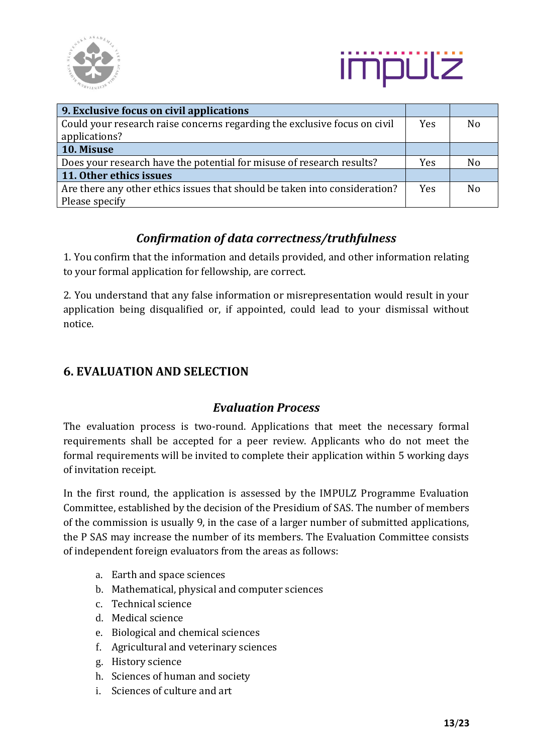| 9. Exclusive focus on civil applications | | |
|---|---|---|
| Could your research raise concerns regarding the exclusive focus on civil applications? | Yes | No |
| **10. Misuse** | | |
| Does your research have the potential for misuse of research results? | Yes | No |
| **11. Other ethics issues** | | |
| Are there any other ethics issues that should be taken into consideration? Please specify | Yes | No |

### *Confirmation of data correctness/truthfulness*

1. You confirm that the information and details provided, and other information relating to your formal application for fellowship, are correct.

2. You understand that any false information or misrepresentation would result in your application being disqualified or, if appointed, could lead to your dismissal without notice.

## 6. EVALUATION AND SELECTION

### *Evaluation Process*

The evaluation process is two-round. Applications that meet the necessary formal requirements shall be accepted for a peer review. Applicants who do not meet the formal requirements will be invited to complete their application within 5 working days of invitation receipt.

In the first round, the application is assessed by the IMPULZ Programme Evaluation Committee, established by the decision of the Presidium of SAS. The number of members of the commission is usually 9, in the case of a larger number of submitted applications, the P SAS may increase the number of its members. The Evaluation Committee consists of independent foreign evaluators from the areas as follows:

a. Earth and space sciences
b. Mathematical, physical and computer sciences
c. Technical science
d. Medical science
e. Biological and chemical sciences
f. Agricultural and veterinary sciences
g. History science
h. Sciences of human and society
i. Sciences of culture and art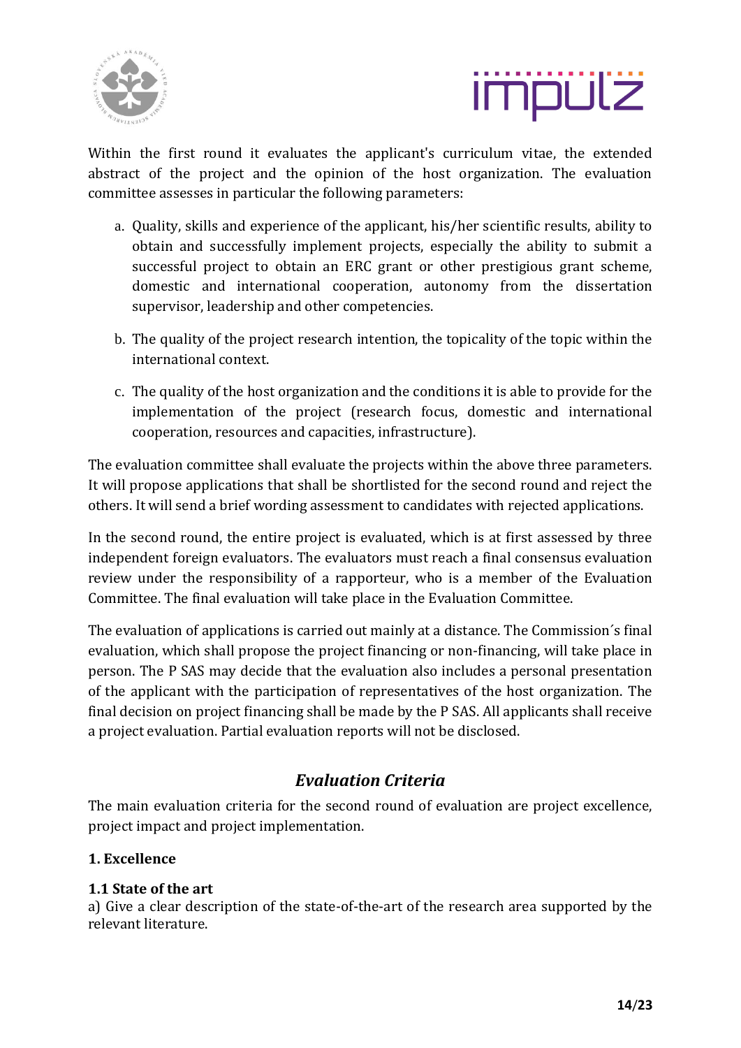Within the first round it evaluates the applicant's curriculum vitae, the extended abstract of the project and the opinion of the host organization. The evaluation committee assesses in particular the following parameters:

a. Quality, skills and experience of the applicant, his/her scientific results, ability to obtain and successfully implement projects, especially the ability to submit a successful project to obtain an ERC grant or other prestigious grant scheme, domestic and international cooperation, autonomy from the dissertation supervisor, leadership and other competencies.

b. The quality of the project research intention, the topicality of the topic within the international context.

c. The quality of the host organization and the conditions it is able to provide for the implementation of the project (research focus, domestic and international cooperation, resources and capacities, infrastructure).

The evaluation committee shall evaluate the projects within the above three parameters. It will propose applications that shall be shortlisted for the second round and reject the others. It will send a brief wording assessment to candidates with rejected applications.

In the second round, the entire project is evaluated, which is at first assessed by three independent foreign evaluators. The evaluators must reach a final consensus evaluation review under the responsibility of a rapporteur, who is a member of the Evaluation Committee. The final evaluation will take place in the Evaluation Committee.

The evaluation of applications is carried out mainly at a distance. The Commission´s final evaluation, which shall propose the project financing or non-financing, will take place in person. The P SAS may decide that the evaluation also includes a personal presentation of the applicant with the participation of representatives of the host organization. The final decision on project financing shall be made by the P SAS. All applicants shall receive a project evaluation. Partial evaluation reports will not be disclosed.

## *Evaluation Criteria*

The main evaluation criteria for the second round of evaluation are project excellence, project impact and project implementation.

### 1. Excellence

#### 1.1 State of the art

a) Give a clear description of the state-of-the-art of the research area supported by the relevant literature.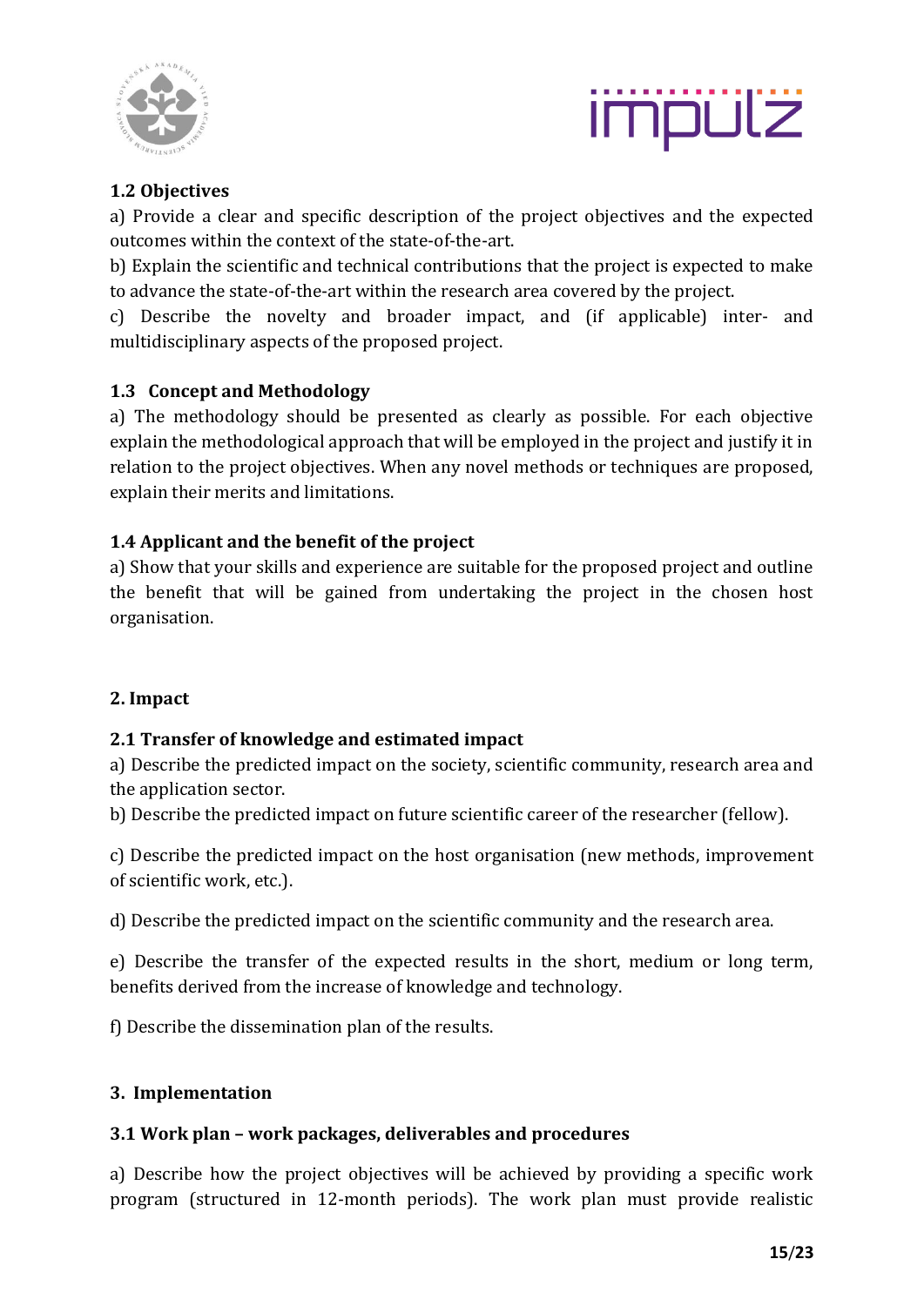### 1.2 Objectives

a) Provide a clear and specific description of the project objectives and the expected outcomes within the context of the state-of-the-art.

b) Explain the scientific and technical contributions that the project is expected to make to advance the state-of-the-art within the research area covered by the project.

c) Describe the novelty and broader impact, and (if applicable) inter- and multidisciplinary aspects of the proposed project.

### 1.3 Concept and Methodology

a) The methodology should be presented as clearly as possible. For each objective explain the methodological approach that will be employed in the project and justify it in relation to the project objectives. When any novel methods or techniques are proposed, explain their merits and limitations.

### 1.4 Applicant and the benefit of the project

a) Show that your skills and experience are suitable for the proposed project and outline the benefit that will be gained from undertaking the project in the chosen host organisation.

## 2. Impact

### 2.1 Transfer of knowledge and estimated impact

a) Describe the predicted impact on the society, scientific community, research area and the application sector.

b) Describe the predicted impact on future scientific career of the researcher (fellow).

c) Describe the predicted impact on the host organisation (new methods, improvement of scientific work, etc.).

d) Describe the predicted impact on the scientific community and the research area.

e) Describe the transfer of the expected results in the short, medium or long term, benefits derived from the increase of knowledge and technology.

f) Describe the dissemination plan of the results.

## 3. Implementation

### 3.1 Work plan – work packages, deliverables and procedures

a) Describe how the project objectives will be achieved by providing a specific work program (structured in 12-month periods). The work plan must provide realistic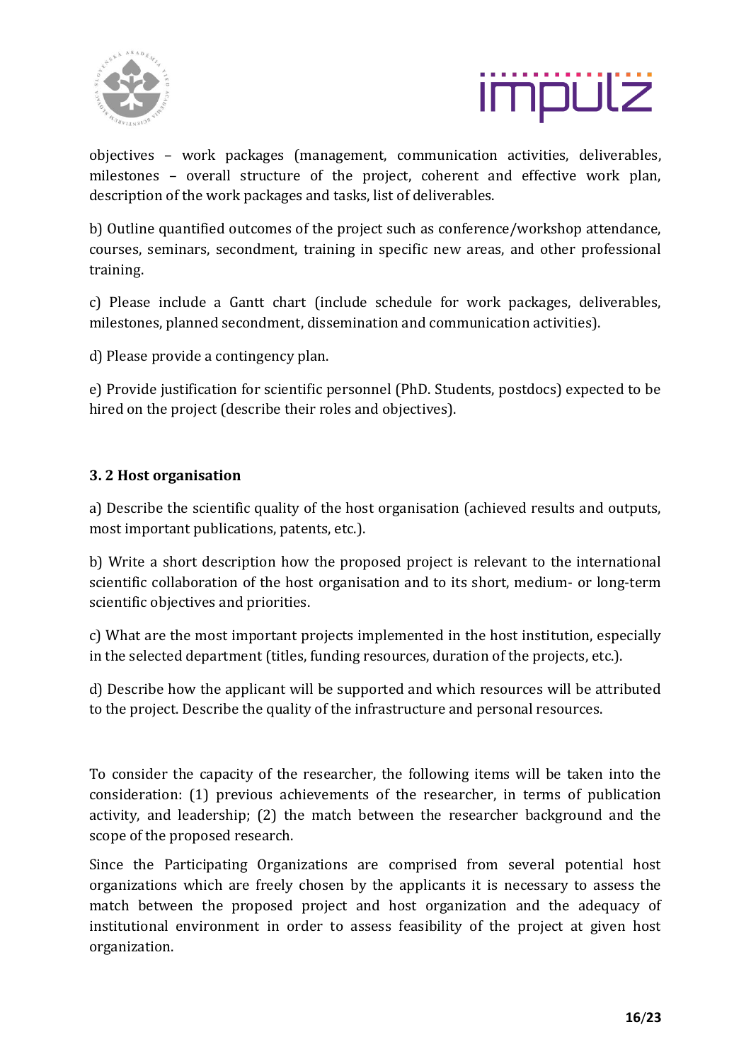objectives – work packages (management, communication activities, deliverables, milestones – overall structure of the project, coherent and effective work plan, description of the work packages and tasks, list of deliverables.

b) Outline quantified outcomes of the project such as conference/workshop attendance, courses, seminars, secondment, training in specific new areas, and other professional training.

c) Please include a Gantt chart (include schedule for work packages, deliverables, milestones, planned secondment, dissemination and communication activities).

d) Please provide a contingency plan.

e) Provide justification for scientific personnel (PhD. Students, postdocs) expected to be hired on the project (describe their roles and objectives).

### 3. 2 Host organisation

a) Describe the scientific quality of the host organisation (achieved results and outputs, most important publications, patents, etc.).

b) Write a short description how the proposed project is relevant to the international scientific collaboration of the host organisation and to its short, medium- or long-term scientific objectives and priorities.

c) What are the most important projects implemented in the host institution, especially in the selected department (titles, funding resources, duration of the projects, etc.).

d) Describe how the applicant will be supported and which resources will be attributed to the project. Describe the quality of the infrastructure and personal resources.

To consider the capacity of the researcher, the following items will be taken into the consideration: (1) previous achievements of the researcher, in terms of publication activity, and leadership; (2) the match between the researcher background and the scope of the proposed research.

Since the Participating Organizations are comprised from several potential host organizations which are freely chosen by the applicants it is necessary to assess the match between the proposed project and host organization and the adequacy of institutional environment in order to assess feasibility of the project at given host organization.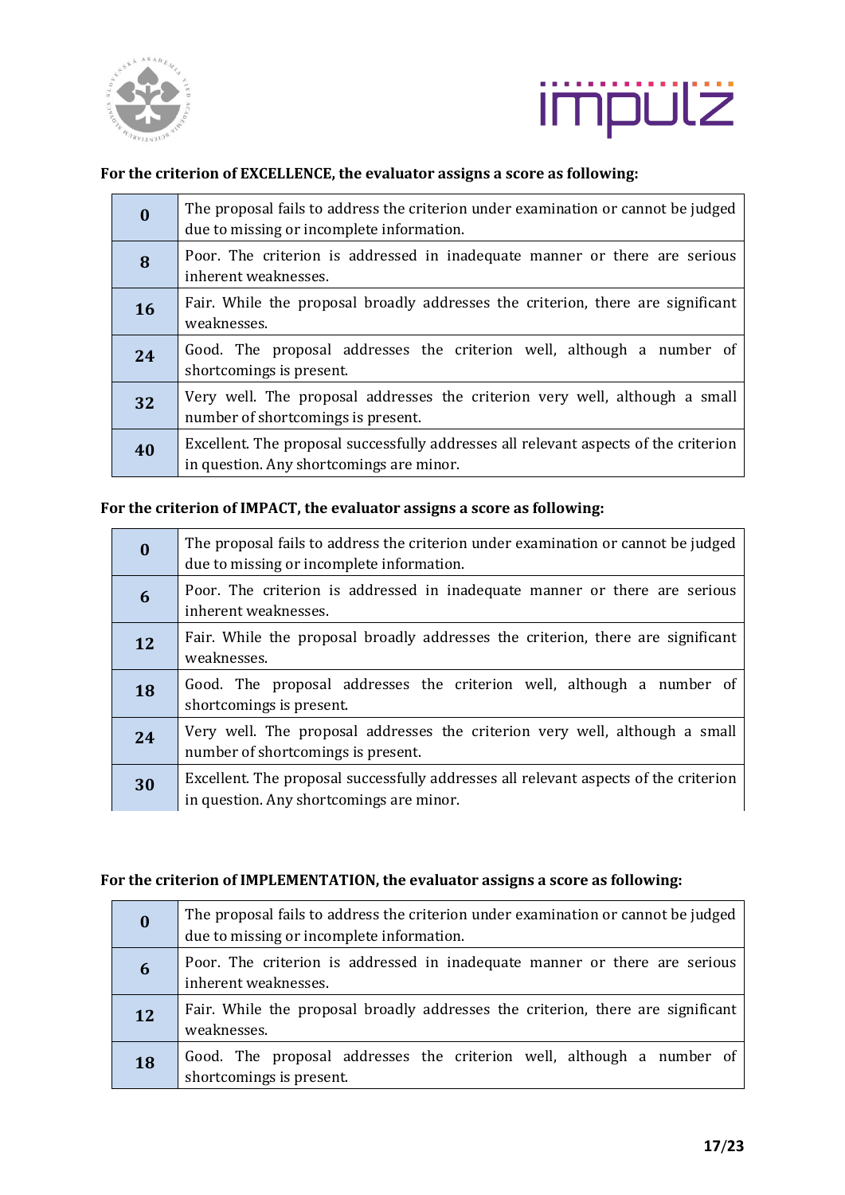**For the criterion of EXCELLENCE, the evaluator assigns a score as following:**

| | |
|---|---|
| **0** | The proposal fails to address the criterion under examination or cannot be judged due to missing or incomplete information. |
| **8** | Poor. The criterion is addressed in inadequate manner or there are serious inherent weaknesses. |
| **16** | Fair. While the proposal broadly addresses the criterion, there are significant weaknesses. |
| **24** | Good. The proposal addresses the criterion well, although a number of shortcomings is present. |
| **32** | Very well. The proposal addresses the criterion very well, although a small number of shortcomings is present. |
| **40** | Excellent. The proposal successfully addresses all relevant aspects of the criterion in question. Any shortcomings are minor. |

**For the criterion of IMPACT, the evaluator assigns a score as following:**

| | |
|---|---|
| **0** | The proposal fails to address the criterion under examination or cannot be judged due to missing or incomplete information. |
| **6** | Poor. The criterion is addressed in inadequate manner or there are serious inherent weaknesses. |
| **12** | Fair. While the proposal broadly addresses the criterion, there are significant weaknesses. |
| **18** | Good. The proposal addresses the criterion well, although a number of shortcomings is present. |
| **24** | Very well. The proposal addresses the criterion very well, although a small number of shortcomings is present. |
| **30** | Excellent. The proposal successfully addresses all relevant aspects of the criterion in question. Any shortcomings are minor. |

**For the criterion of IMPLEMENTATION, the evaluator assigns a score as following:**

| | |
|---|---|
| **0** | The proposal fails to address the criterion under examination or cannot be judged due to missing or incomplete information. |
| **6** | Poor. The criterion is addressed in inadequate manner or there are serious inherent weaknesses. |
| **12** | Fair. While the proposal broadly addresses the criterion, there are significant weaknesses. |
| **18** | Good. The proposal addresses the criterion well, although a number of shortcomings is present. |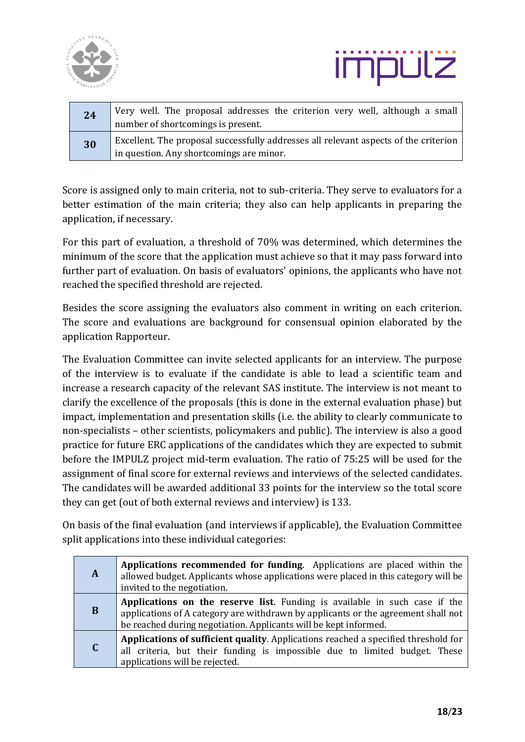| | |
|---|---|
| **24** | Very well. The proposal addresses the criterion very well, although a small number of shortcomings is present. |
| **30** | Excellent. The proposal successfully addresses all relevant aspects of the criterion in question. Any shortcomings are minor. |

Score is assigned only to main criteria, not to sub-criteria. They serve to evaluators for a better estimation of the main criteria; they also can help applicants in preparing the application, if necessary.

For this part of evaluation, a threshold of 70% was determined, which determines the minimum of the score that the application must achieve so that it may pass forward into further part of evaluation. On basis of evaluators' opinions, the applicants who have not reached the specified threshold are rejected.

Besides the score assigning the evaluators also comment in writing on each criterion. The score and evaluations are background for consensual opinion elaborated by the application Rapporteur.

The Evaluation Committee can invite selected applicants for an interview. The purpose of the interview is to evaluate if the candidate is able to lead a scientific team and increase a research capacity of the relevant SAS institute. The interview is not meant to clarify the excellence of the proposals (this is done in the external evaluation phase) but impact, implementation and presentation skills (i.e. the ability to clearly communicate to non-specialists – other scientists, policymakers and public). The interview is also a good practice for future ERC applications of the candidates which they are expected to submit before the IMPULZ project mid-term evaluation. The ratio of 75:25 will be used for the assignment of final score for external reviews and interviews of the selected candidates. The candidates will be awarded additional 33 points for the interview so the total score they can get (out of both external reviews and interview) is 133.

On basis of the final evaluation (and interviews if applicable), the Evaluation Committee split applications into these individual categories:

| | |
|---|---|
| **A** | **Applications recommended for funding**. Applications are placed within the allowed budget. Applicants whose applications were placed in this category will be invited to the negotiation. |
| **B** | **Applications on the reserve list**. Funding is available in such case if the applications of A category are withdrawn by applicants or the agreement shall not be reached during negotiation. Applicants will be kept informed. |
| **C** | **Applications of sufficient quality**. Applications reached a specified threshold for all criteria, but their funding is impossible due to limited budget. These applications will be rejected. |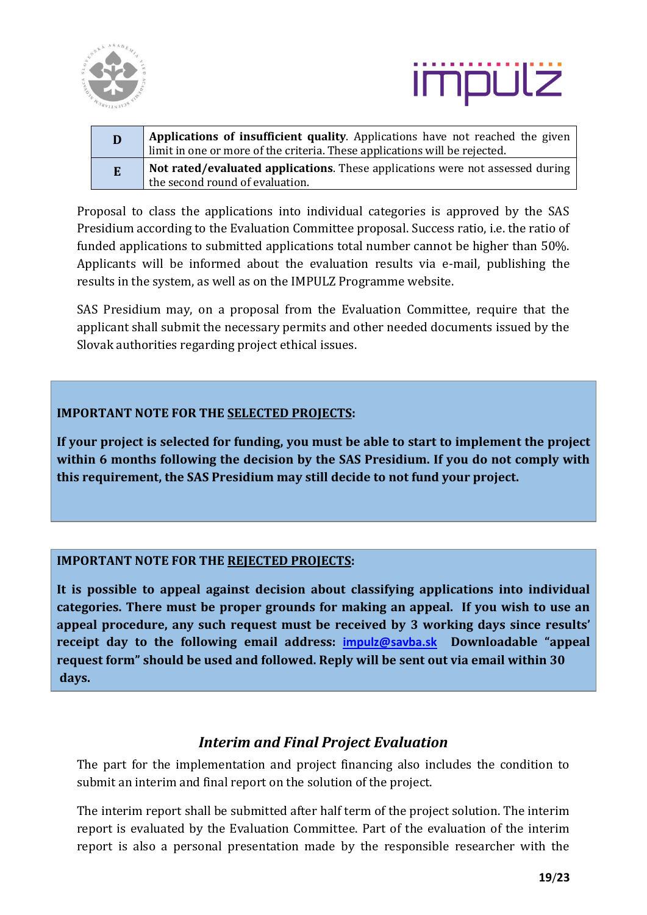| | |
|---|---|
| **D** | **Applications of insufficient quality**. Applications have not reached the given limit in one or more of the criteria. These applications will be rejected. |
| **E** | **Not rated/evaluated applications**. These applications were not assessed during the second round of evaluation. |

Proposal to class the applications into individual categories is approved by the SAS Presidium according to the Evaluation Committee proposal. Success ratio, i.e. the ratio of funded applications to submitted applications total number cannot be higher than 50%. Applicants will be informed about the evaluation results via e-mail, publishing the results in the system, as well as on the IMPULZ Programme website.

SAS Presidium may, on a proposal from the Evaluation Committee, require that the applicant shall submit the necessary permits and other needed documents issued by the Slovak authorities regarding project ethical issues.

**IMPORTANT NOTE FOR THE SELECTED PROJECTS:**

**If your project is selected for funding, you must be able to start to implement the project within 6 months following the decision by the SAS Presidium. If you do not comply with this requirement, the SAS Presidium may still decide to not fund your project.**

**IMPORTANT NOTE FOR THE REJECTED PROJECTS:**

**It is possible to appeal against decision about classifying applications into individual categories. There must be proper grounds for making an appeal. If you wish to use an appeal procedure, any such request must be received by 3 working days since results' receipt day to the following email address: [impulz@savba.sk](mailto:impulz@savba.sk) Downloadable "appeal request form" should be used and followed. Reply will be sent out via email within 30 days.**

## *Interim and Final Project Evaluation*

The part for the implementation and project financing also includes the condition to submit an interim and final report on the solution of the project.

The interim report shall be submitted after half term of the project solution. The interim report is evaluated by the Evaluation Committee. Part of the evaluation of the interim report is also a personal presentation made by the responsible researcher with the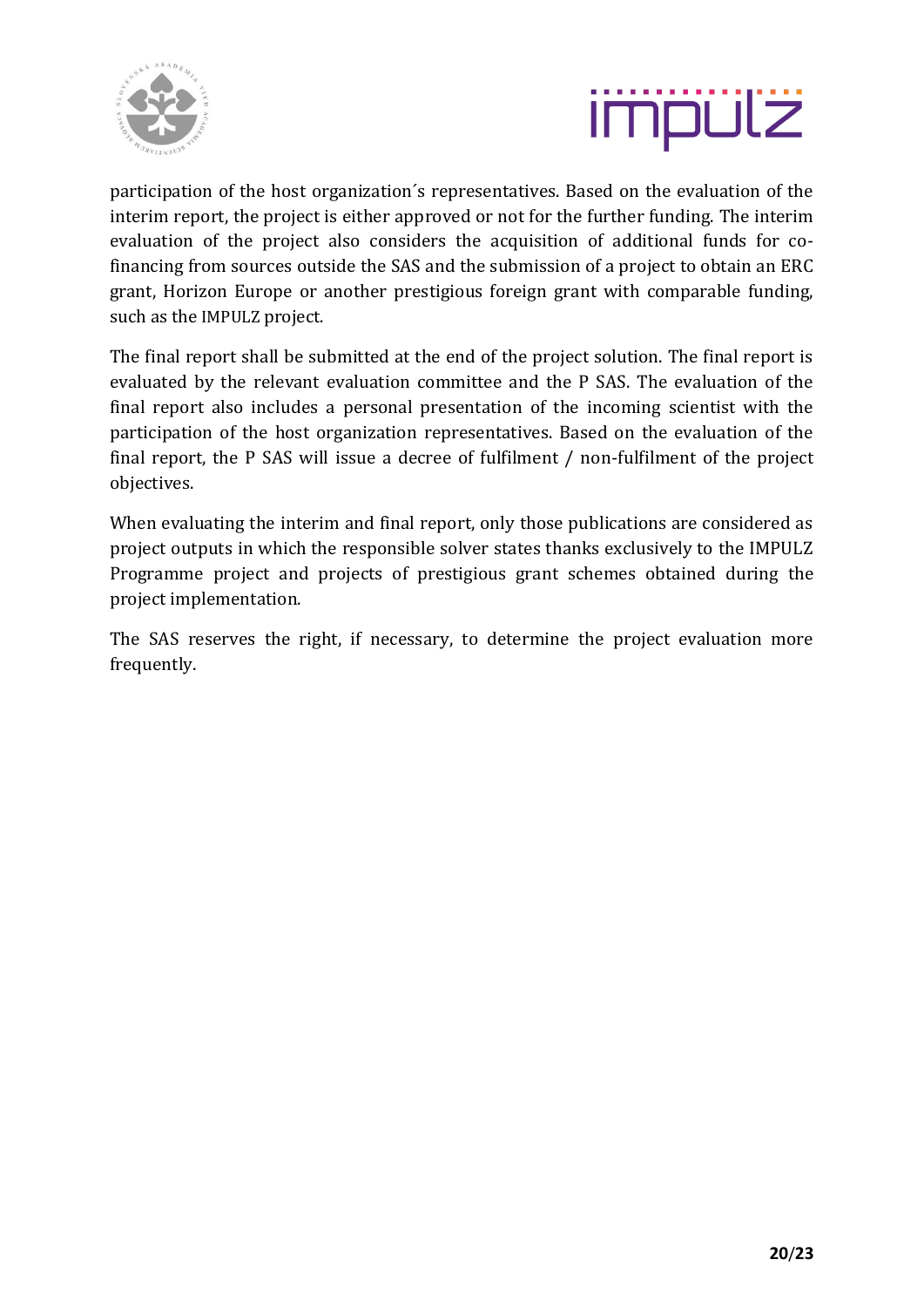participation of the host organization´s representatives. Based on the evaluation of the interim report, the project is either approved or not for the further funding. The interim evaluation of the project also considers the acquisition of additional funds for co-financing from sources outside the SAS and the submission of a project to obtain an ERC grant, Horizon Europe or another prestigious foreign grant with comparable funding, such as the IMPULZ project.

The final report shall be submitted at the end of the project solution. The final report is evaluated by the relevant evaluation committee and the P SAS. The evaluation of the final report also includes a personal presentation of the incoming scientist with the participation of the host organization representatives. Based on the evaluation of the final report, the P SAS will issue a decree of fulfilment / non-fulfilment of the project objectives.

When evaluating the interim and final report, only those publications are considered as project outputs in which the responsible solver states thanks exclusively to the IMPULZ Programme project and projects of prestigious grant schemes obtained during the project implementation.

The SAS reserves the right, if necessary, to determine the project evaluation more frequently.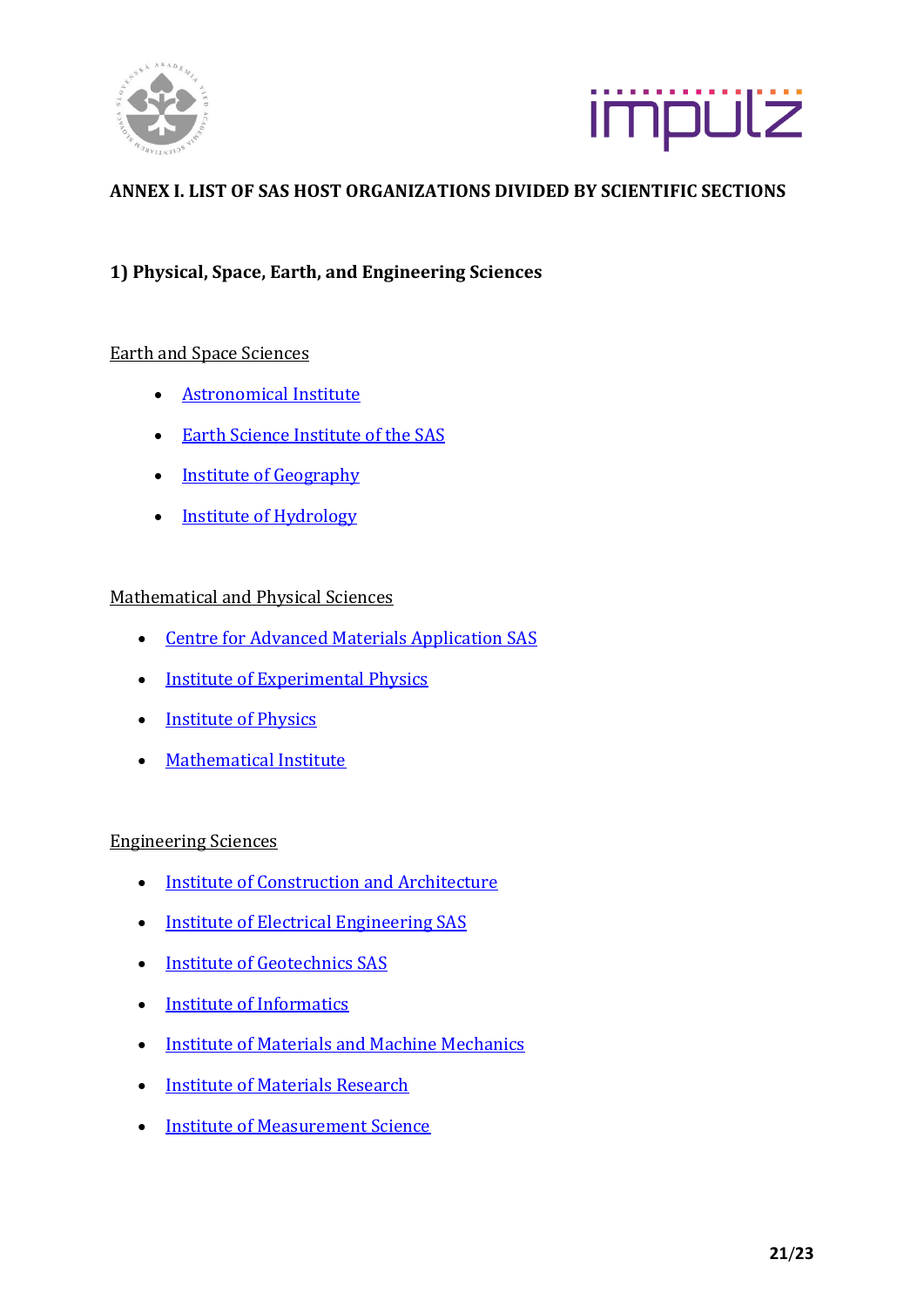## ANNEX I. LIST OF SAS HOST ORGANIZATIONS DIVIDED BY SCIENTIFIC SECTIONS

### 1) Physical, Space, Earth, and Engineering Sciences

Earth and Space Sciences

- Astronomical Institute
- Earth Science Institute of the SAS
- Institute of Geography
- Institute of Hydrology

Mathematical and Physical Sciences

- Centre for Advanced Materials Application SAS
- Institute of Experimental Physics
- Institute of Physics
- Mathematical Institute

Engineering Sciences

- Institute of Construction and Architecture
- Institute of Electrical Engineering SAS
- Institute of Geotechnics SAS
- Institute of Informatics
- Institute of Materials and Machine Mechanics
- Institute of Materials Research
- Institute of Measurement Science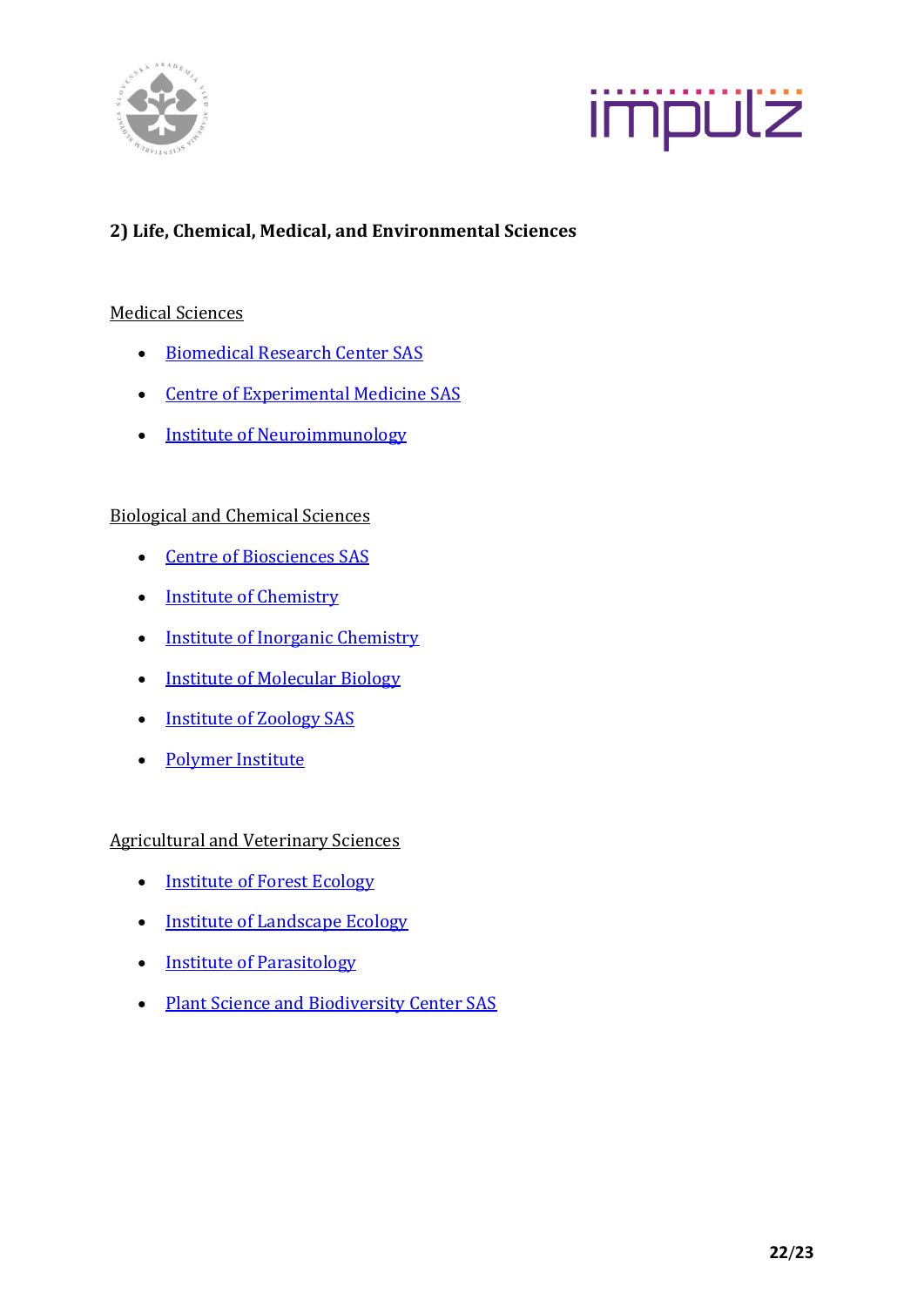**2) Life, Chemical, Medical, and Environmental Sciences**

Medical Sciences

- Biomedical Research Center SAS
- Centre of Experimental Medicine SAS
- Institute of Neuroimmunology

Biological and Chemical Sciences

- Centre of Biosciences SAS
- Institute of Chemistry
- Institute of Inorganic Chemistry
- Institute of Molecular Biology
- Institute of Zoology SAS
- Polymer Institute

Agricultural and Veterinary Sciences

- Institute of Forest Ecology
- Institute of Landscape Ecology
- Institute of Parasitology
- Plant Science and Biodiversity Center SAS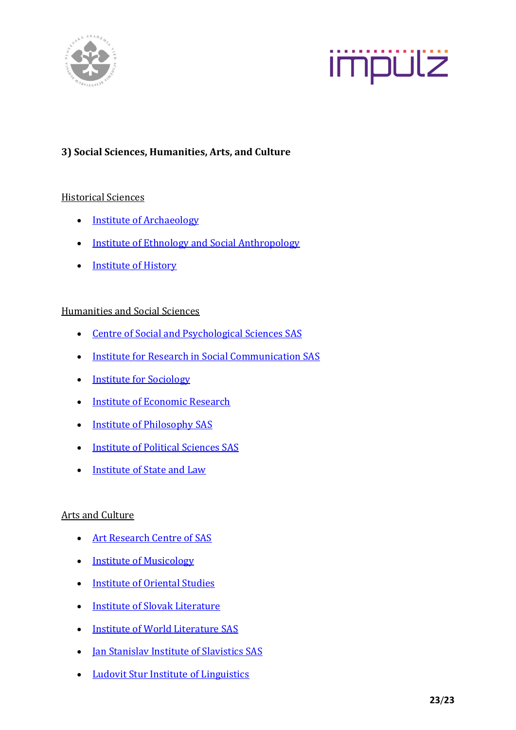### 3) Social Sciences, Humanities, Arts, and Culture

Historical Sciences

- Institute of Archaeology
- Institute of Ethnology and Social Anthropology
- Institute of History

Humanities and Social Sciences

- Centre of Social and Psychological Sciences SAS
- Institute for Research in Social Communication SAS
- Institute for Sociology
- Institute of Economic Research
- Institute of Philosophy SAS
- Institute of Political Sciences SAS
- Institute of State and Law

Arts and Culture

- Art Research Centre of SAS
- Institute of Musicology
- Institute of Oriental Studies
- Institute of Slovak Literature
- Institute of World Literature SAS
- Jan Stanislav Institute of Slavistics SAS
- Ludovit Stur Institute of Linguistics